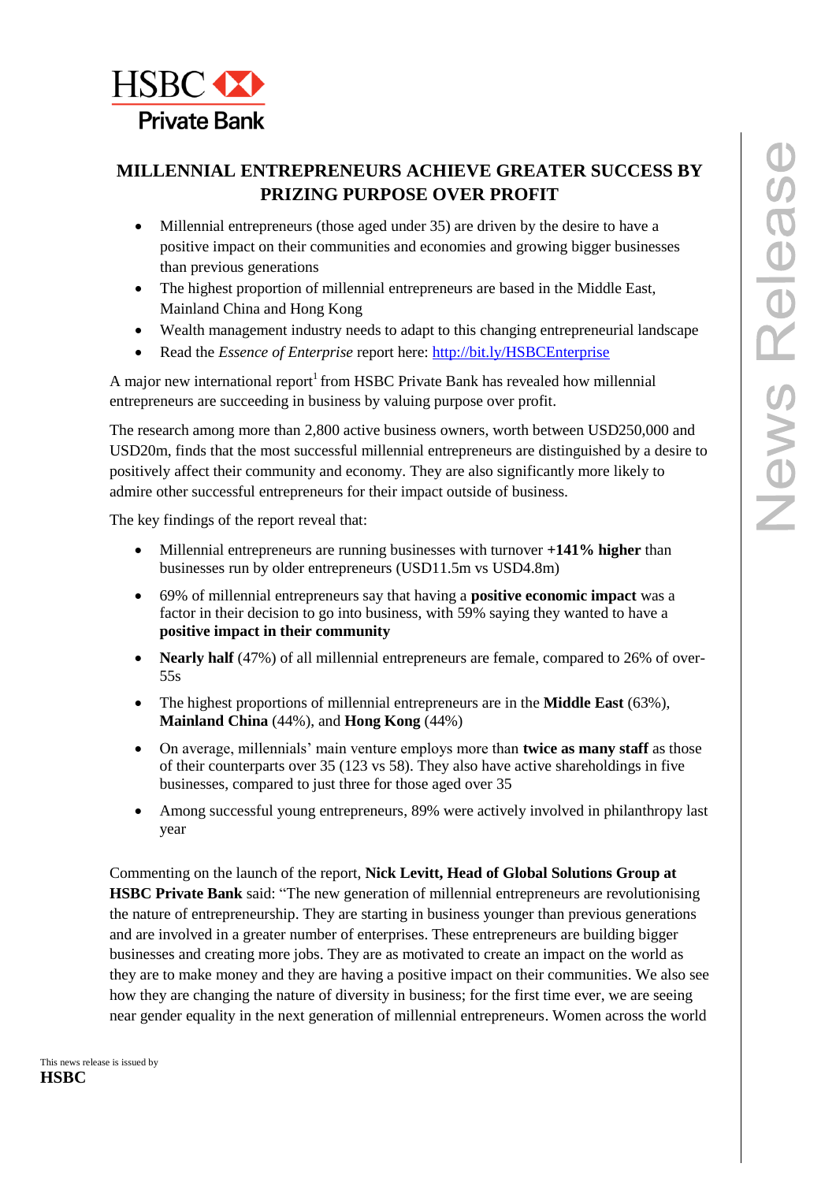HSBC Private Bank

# MILLENNIAL ENTREPRENEURS ACHIEVE GREATER SUCCESS BY PRIZING PURPOSE OVER PROFIT

- Millennial entrepreneurs (those aged under 35) are driven by the desire to have a positive impact on their communities and economies and growing bigger businesses than previous generations
- The highest proportion of millennial entrepreneurs are based in the Middle East, Mainland China and Hong Kong
- Wealth management industry needs to adapt to this changing entrepreneurial landscape
- Read the *Essence of Enterprise* report here: http://bit.ly/HSBCEnterprise

A major new international report[1] from HSBC Private Bank has revealed how millennial entrepreneurs are succeeding in business by valuing purpose over profit.

The research among more than 2,800 active business owners, worth between USD250,000 and USD20m, finds that the most successful millennial entrepreneurs are distinguished by a desire to positively affect their community and economy. They are also significantly more likely to admire other successful entrepreneurs for their impact outside of business.

The key findings of the report reveal that:

- Millennial entrepreneurs are running businesses with turnover **+141% higher** than businesses run by older entrepreneurs (USD11.5m vs USD4.8m)
- 69% of millennial entrepreneurs say that having a **positive economic impact** was a factor in their decision to go into business, with 59% saying they wanted to have a **positive impact in their community**
- **Nearly half** (47%) of all millennial entrepreneurs are female, compared to 26% of over-55s
- The highest proportions of millennial entrepreneurs are in the **Middle East** (63%), **Mainland China** (44%), and **Hong Kong** (44%)
- On average, millennials' main venture employs more than **twice as many staff** as those of their counterparts over 35 (123 vs 58). They also have active shareholdings in five businesses, compared to just three for those aged over 35
- Among successful young entrepreneurs, 89% were actively involved in philanthropy last year

Commenting on the launch of the report, **Nick Levitt, Head of Global Solutions Group at HSBC Private Bank** said: "The new generation of millennial entrepreneurs are revolutionising the nature of entrepreneurship. They are starting in business younger than previous generations and are involved in a greater number of enterprises. These entrepreneurs are building bigger businesses and creating more jobs. They are as motivated to create an impact on the world as they are to make money and they are having a positive impact on their communities. We also see how they are changing the nature of diversity in business; for the first time ever, we are seeing near gender equality in the next generation of millennial entrepreneurs. Women across the world

This news release is issued by
**HSBC**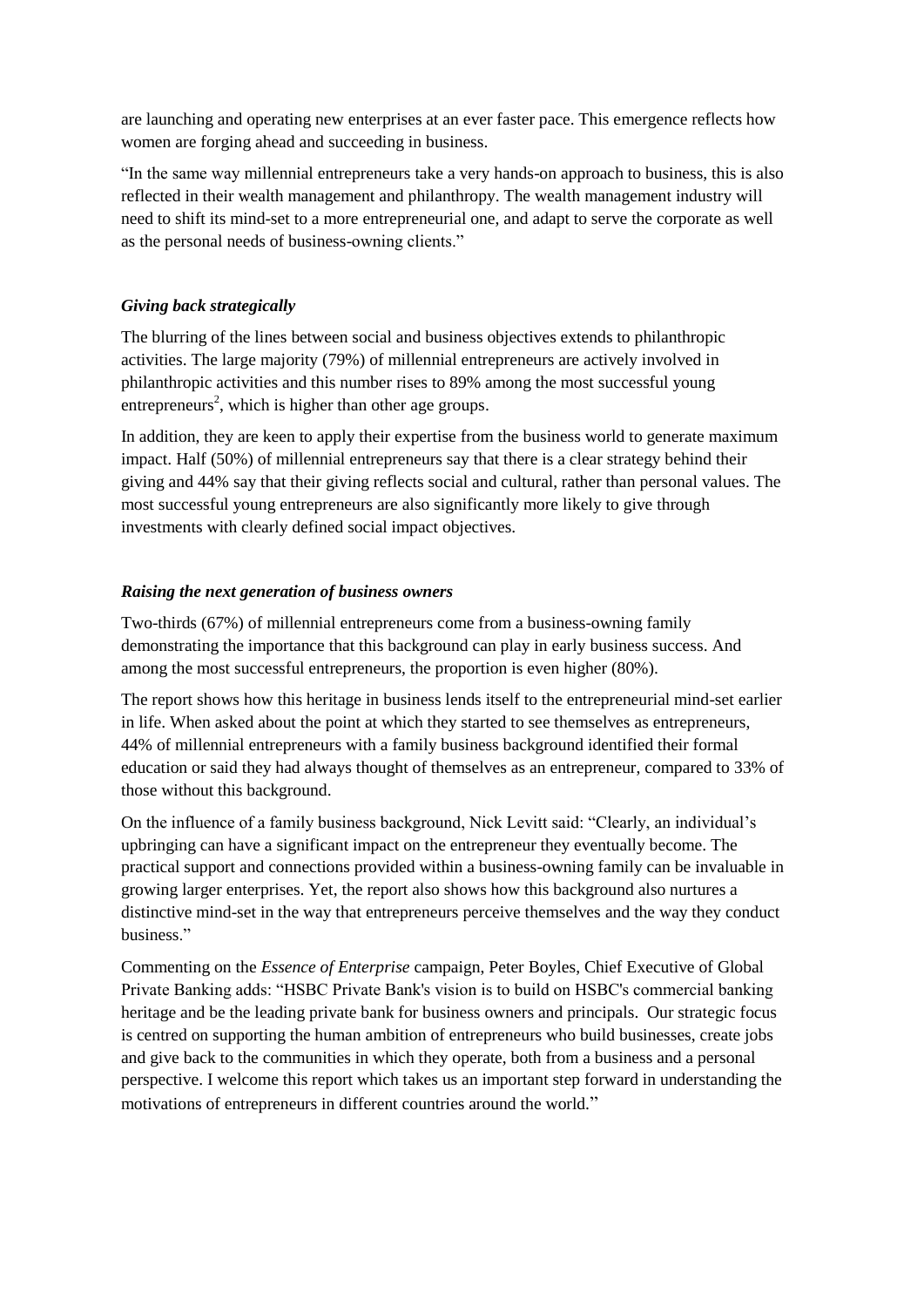are launching and operating new enterprises at an ever faster pace. This emergence reflects how women are forging ahead and succeeding in business.

"In the same way millennial entrepreneurs take a very hands-on approach to business, this is also reflected in their wealth management and philanthropy. The wealth management industry will need to shift its mind-set to a more entrepreneurial one, and adapt to serve the corporate as well as the personal needs of business-owning clients."

***Giving back strategically***

The blurring of the lines between social and business objectives extends to philanthropic activities. The large majority (79%) of millennial entrepreneurs are actively involved in philanthropic activities and this number rises to 89% among the most successful young entrepreneurs[2], which is higher than other age groups.

In addition, they are keen to apply their expertise from the business world to generate maximum impact. Half (50%) of millennial entrepreneurs say that there is a clear strategy behind their giving and 44% say that their giving reflects social and cultural, rather than personal values. The most successful young entrepreneurs are also significantly more likely to give through investments with clearly defined social impact objectives.

***Raising the next generation of business owners***

Two-thirds (67%) of millennial entrepreneurs come from a business-owning family demonstrating the importance that this background can play in early business success. And among the most successful entrepreneurs, the proportion is even higher (80%).

The report shows how this heritage in business lends itself to the entrepreneurial mind-set earlier in life. When asked about the point at which they started to see themselves as entrepreneurs, 44% of millennial entrepreneurs with a family business background identified their formal education or said they had always thought of themselves as an entrepreneur, compared to 33% of those without this background.

On the influence of a family business background, Nick Levitt said: "Clearly, an individual's upbringing can have a significant impact on the entrepreneur they eventually become. The practical support and connections provided within a business-owning family can be invaluable in growing larger enterprises. Yet, the report also shows how this background also nurtures a distinctive mind-set in the way that entrepreneurs perceive themselves and the way they conduct business."

Commenting on the *Essence of Enterprise* campaign, Peter Boyles, Chief Executive of Global Private Banking adds: "HSBC Private Bank's vision is to build on HSBC's commercial banking heritage and be the leading private bank for business owners and principals. Our strategic focus is centred on supporting the human ambition of entrepreneurs who build businesses, create jobs and give back to the communities in which they operate, both from a business and a personal perspective. I welcome this report which takes us an important step forward in understanding the motivations of entrepreneurs in different countries around the world."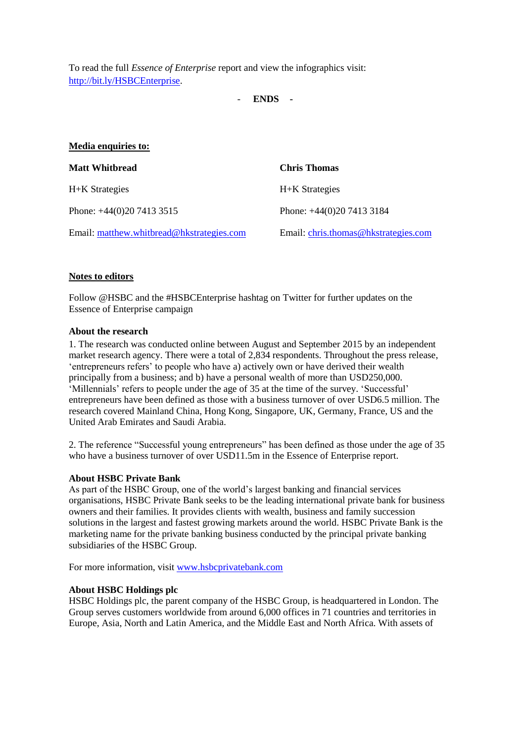To read the full *Essence of Enterprise* report and view the infographics visit: http://bit.ly/HSBCEnterprise.

**- ENDS -**

**Media enquiries to:**

| **Matt Whitbread** | **Chris Thomas** |
| --- | --- |
| H+K Strategies | H+K Strategies |
| Phone: +44(0)20 7413 3515 | Phone: +44(0)20 7413 3184 |
| Email: matthew.whitbread@hkstrategies.com | Email: chris.thomas@hkstrategies.com |

**Notes to editors**

Follow @HSBC and the #HSBCEnterprise hashtag on Twitter for further updates on the Essence of Enterprise campaign

**About the research**

1. The research was conducted online between August and September 2015 by an independent market research agency. There were a total of 2,834 respondents. Throughout the press release, 'entrepreneurs refers' to people who have a) actively own or have derived their wealth principally from a business; and b) have a personal wealth of more than USD250,000. 'Millennials' refers to people under the age of 35 at the time of the survey. 'Successful' entrepreneurs have been defined as those with a business turnover of over USD6.5 million. The research covered Mainland China, Hong Kong, Singapore, UK, Germany, France, US and the United Arab Emirates and Saudi Arabia.

2. The reference "Successful young entrepreneurs" has been defined as those under the age of 35 who have a business turnover of over USD11.5m in the Essence of Enterprise report.

**About HSBC Private Bank**

As part of the HSBC Group, one of the world's largest banking and financial services organisations, HSBC Private Bank seeks to be the leading international private bank for business owners and their families. It provides clients with wealth, business and family succession solutions in the largest and fastest growing markets around the world. HSBC Private Bank is the marketing name for the private banking business conducted by the principal private banking subsidiaries of the HSBC Group.

For more information, visit www.hsbcprivatebank.com

**About HSBC Holdings plc**

HSBC Holdings plc, the parent company of the HSBC Group, is headquartered in London. The Group serves customers worldwide from around 6,000 offices in 71 countries and territories in Europe, Asia, North and Latin America, and the Middle East and North Africa. With assets of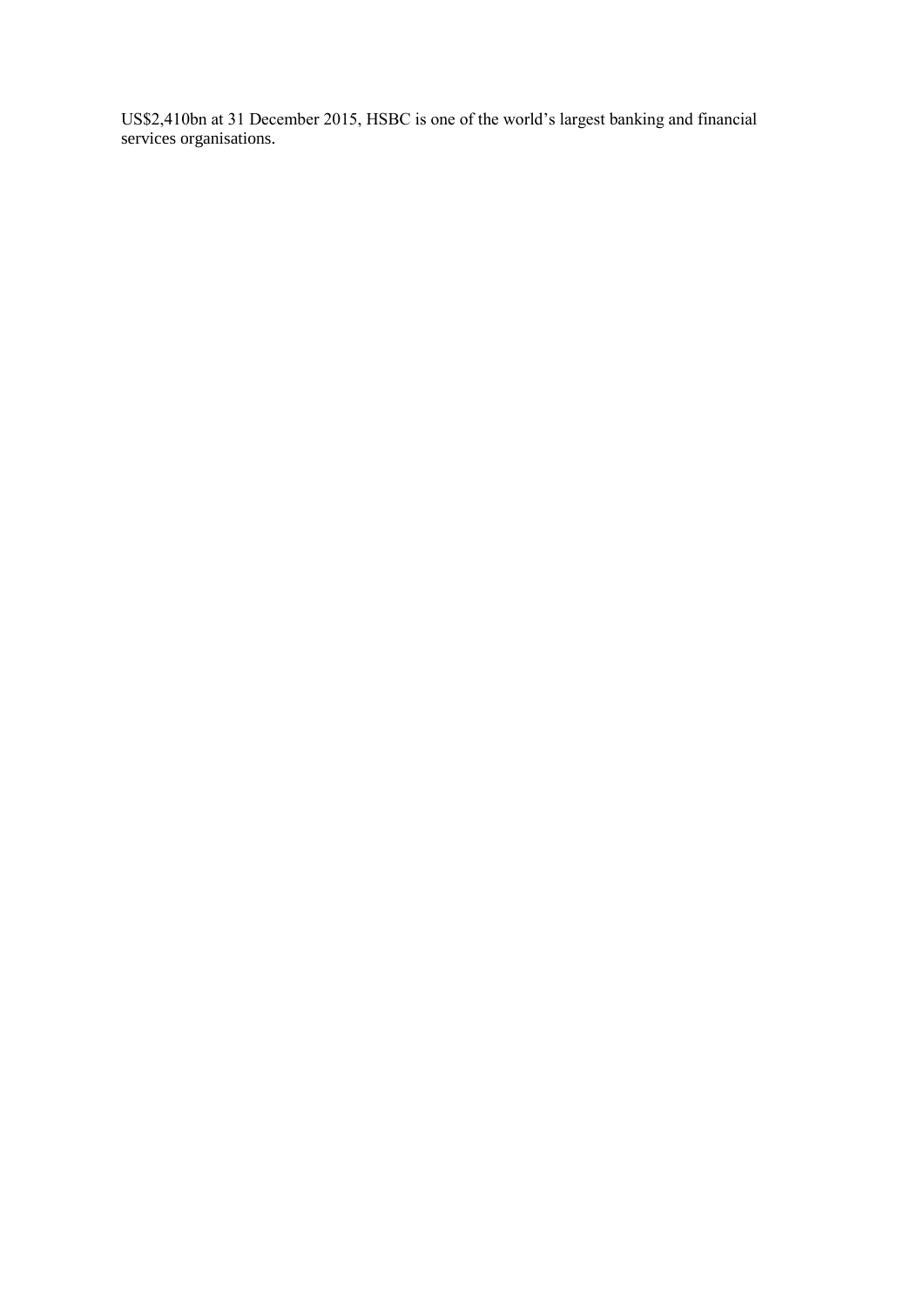US$2,410bn at 31 December 2015, HSBC is one of the world's largest banking and financial services organisations.